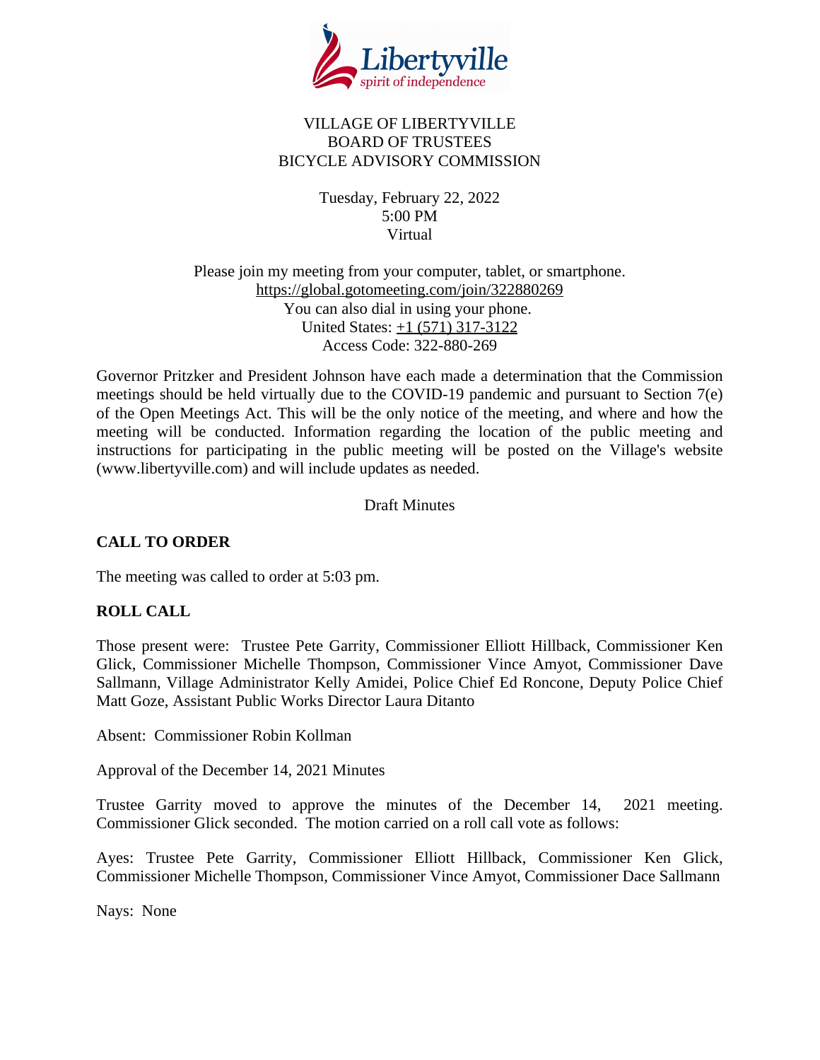VILLAGE OF LIBERTYVILLE
BOARD OF TRUSTEES
BICYCLE ADVISORY COMMISSION

Tuesday, February 22, 2022
5:00 PM
Virtual

Please join my meeting from your computer, tablet, or smartphone.
https://global.gotomeeting.com/join/322880269
You can also dial in using your phone.
United States: +1 (571) 317-3122
Access Code: 322-880-269

Governor Pritzker and President Johnson have each made a determination that the Commission meetings should be held virtually due to the COVID-19 pandemic and pursuant to Section 7(e) of the Open Meetings Act. This will be the only notice of the meeting, and where and how the meeting will be conducted. Information regarding the location of the public meeting and instructions for participating in the public meeting will be posted on the Village's website (www.libertyville.com) and will include updates as needed.

Draft Minutes

**CALL TO ORDER**

The meeting was called to order at 5:03 pm.

**ROLL CALL**

Those present were: Trustee Pete Garrity, Commissioner Elliott Hillback, Commissioner Ken Glick, Commissioner Michelle Thompson, Commissioner Vince Amyot, Commissioner Dave Sallmann, Village Administrator Kelly Amidei, Police Chief Ed Roncone, Deputy Police Chief Matt Goze, Assistant Public Works Director Laura Ditanto

Absent: Commissioner Robin Kollman

Approval of the December 14, 2021 Minutes

Trustee Garrity moved to approve the minutes of the December 14, 2021 meeting. Commissioner Glick seconded. The motion carried on a roll call vote as follows:

Ayes: Trustee Pete Garrity, Commissioner Elliott Hillback, Commissioner Ken Glick, Commissioner Michelle Thompson, Commissioner Vince Amyot, Commissioner Dace Sallmann

Nays: None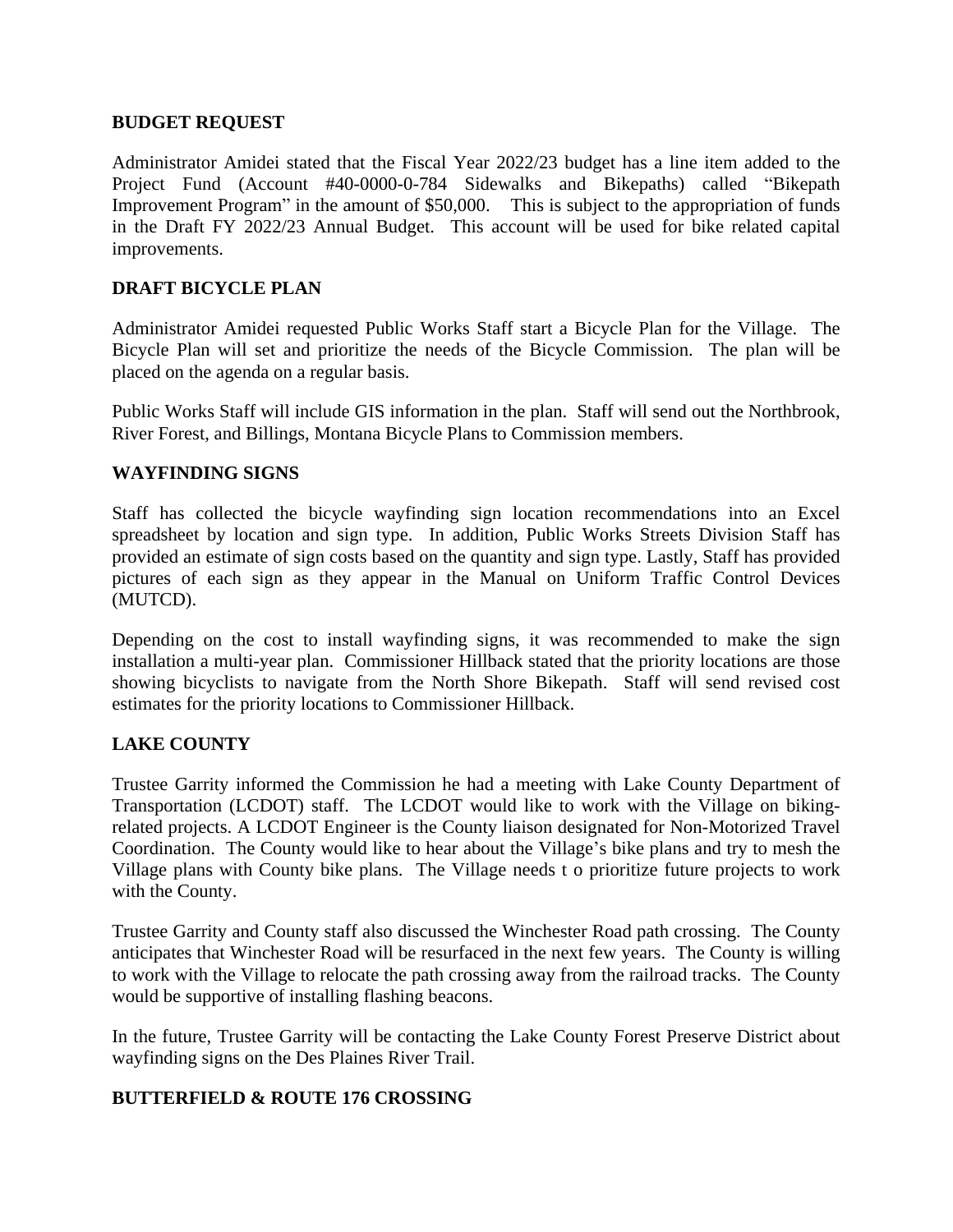**BUDGET REQUEST**

Administrator Amidei stated that the Fiscal Year 2022/23 budget has a line item added to the Project Fund (Account #40-0000-0-784 Sidewalks and Bikepaths) called "Bikepath Improvement Program" in the amount of $50,000. This is subject to the appropriation of funds in the Draft FY 2022/23 Annual Budget. This account will be used for bike related capital improvements.

**DRAFT BICYCLE PLAN**

Administrator Amidei requested Public Works Staff start a Bicycle Plan for the Village. The Bicycle Plan will set and prioritize the needs of the Bicycle Commission. The plan will be placed on the agenda on a regular basis.

Public Works Staff will include GIS information in the plan. Staff will send out the Northbrook, River Forest, and Billings, Montana Bicycle Plans to Commission members.

**WAYFINDING SIGNS**

Staff has collected the bicycle wayfinding sign location recommendations into an Excel spreadsheet by location and sign type. In addition, Public Works Streets Division Staff has provided an estimate of sign costs based on the quantity and sign type. Lastly, Staff has provided pictures of each sign as they appear in the Manual on Uniform Traffic Control Devices (MUTCD).

Depending on the cost to install wayfinding signs, it was recommended to make the sign installation a multi-year plan. Commissioner Hillback stated that the priority locations are those showing bicyclists to navigate from the North Shore Bikepath. Staff will send revised cost estimates for the priority locations to Commissioner Hillback.

**LAKE COUNTY**

Trustee Garrity informed the Commission he had a meeting with Lake County Department of Transportation (LCDOT) staff. The LCDOT would like to work with the Village on biking-related projects. A LCDOT Engineer is the County liaison designated for Non-Motorized Travel Coordination. The County would like to hear about the Village's bike plans and try to mesh the Village plans with County bike plans. The Village needs t o prioritize future projects to work with the County.

Trustee Garrity and County staff also discussed the Winchester Road path crossing. The County anticipates that Winchester Road will be resurfaced in the next few years. The County is willing to work with the Village to relocate the path crossing away from the railroad tracks. The County would be supportive of installing flashing beacons.

In the future, Trustee Garrity will be contacting the Lake County Forest Preserve District about wayfinding signs on the Des Plaines River Trail.

**BUTTERFIELD & ROUTE 176 CROSSING**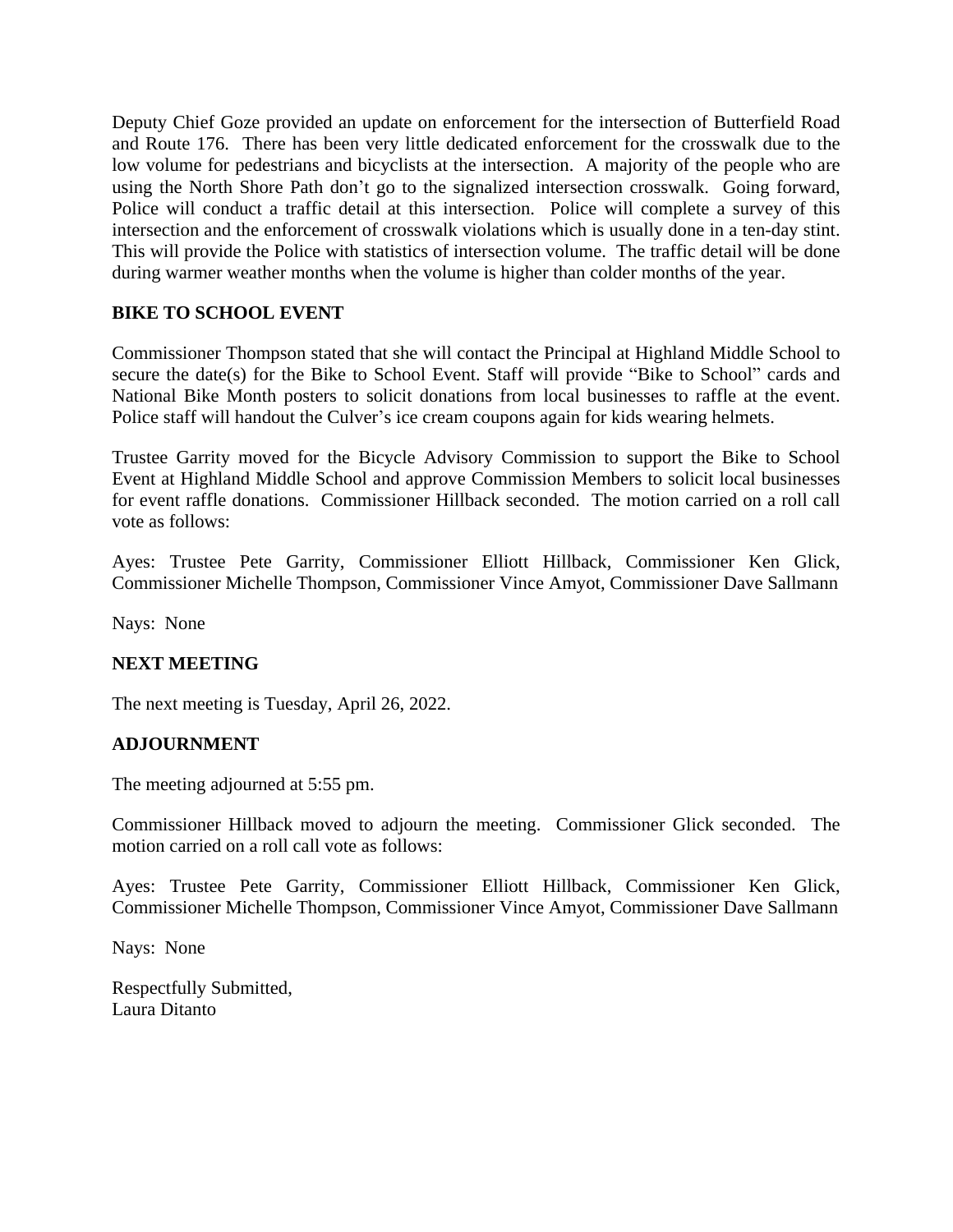Deputy Chief Goze provided an update on enforcement for the intersection of Butterfield Road and Route 176. There has been very little dedicated enforcement for the crosswalk due to the low volume for pedestrians and bicyclists at the intersection. A majority of the people who are using the North Shore Path don't go to the signalized intersection crosswalk. Going forward, Police will conduct a traffic detail at this intersection. Police will complete a survey of this intersection and the enforcement of crosswalk violations which is usually done in a ten-day stint. This will provide the Police with statistics of intersection volume. The traffic detail will be done during warmer weather months when the volume is higher than colder months of the year.

**BIKE TO SCHOOL EVENT**

Commissioner Thompson stated that she will contact the Principal at Highland Middle School to secure the date(s) for the Bike to School Event. Staff will provide "Bike to School" cards and National Bike Month posters to solicit donations from local businesses to raffle at the event. Police staff will handout the Culver's ice cream coupons again for kids wearing helmets.

Trustee Garrity moved for the Bicycle Advisory Commission to support the Bike to School Event at Highland Middle School and approve Commission Members to solicit local businesses for event raffle donations. Commissioner Hillback seconded. The motion carried on a roll call vote as follows:

Ayes: Trustee Pete Garrity, Commissioner Elliott Hillback, Commissioner Ken Glick, Commissioner Michelle Thompson, Commissioner Vince Amyot, Commissioner Dave Sallmann

Nays: None

**NEXT MEETING**

The next meeting is Tuesday, April 26, 2022.

**ADJOURNMENT**

The meeting adjourned at 5:55 pm.

Commissioner Hillback moved to adjourn the meeting. Commissioner Glick seconded. The motion carried on a roll call vote as follows:

Ayes: Trustee Pete Garrity, Commissioner Elliott Hillback, Commissioner Ken Glick, Commissioner Michelle Thompson, Commissioner Vince Amyot, Commissioner Dave Sallmann

Nays: None

Respectfully Submitted,
Laura Ditanto